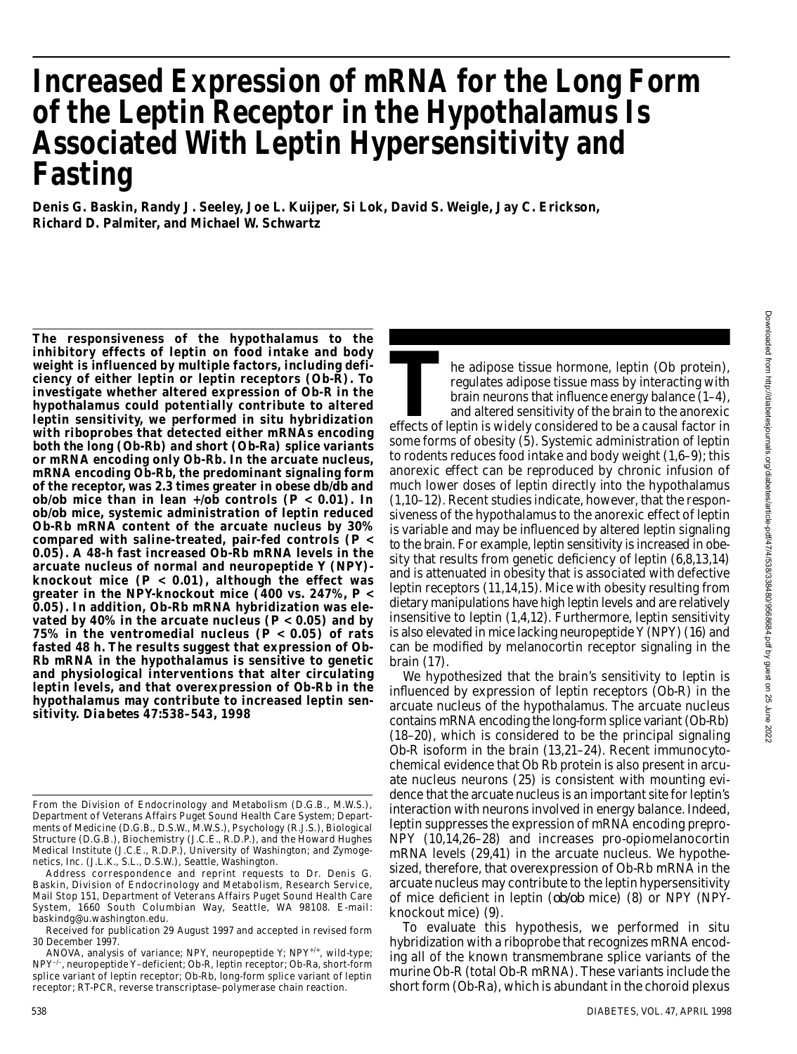# Increased Expression of mRNA for the Long Form of the Leptin Receptor in the Hypothalamus Is Associated With Leptin Hypersensitivity and Fasting

**Denis G. Baskin, Randy J. Seeley, Joe L. Kuijper, Si Lok, David S. Weigle, Jay C. Erickson, Richard D. Palmiter, and Michael W. Schwartz**

**The responsiveness of the hypothalamus to the inhibitory effects of leptin on food intake and body weight is influenced by multiple factors, including deficiency of either leptin or leptin receptors (Ob-R). To investigate whether altered expression of Ob-R in the hypothalamus could potentially contribute to altered leptin sensitivity, we performed in situ hybridization with riboprobes that detected either mRNAs encoding both the long (Ob-Rb) and short (Ob-Ra) splice variants or mRNA encoding only Ob-Rb. In the arcuate nucleus, mRNA encoding Ob-Rb, the predominant signaling form of the receptor, was 2.3 times greater in obese *db/db* and *ob/ob* mice than in lean +/*ob* controls ($P < 0.01$). In *ob/ob* mice, systemic administration of leptin reduced Ob-Rb mRNA content of the arcuate nucleus by 30% compared with saline-treated, pair-fed controls ($P < 0.05$). A 48-h fast increased Ob-Rb mRNA levels in the arcuate nucleus of normal and neuropeptide Y (NPY)-knockout mice ($P < 0.01$), although the effect was greater in the NPY-knockout mice (400 vs. 247%, $P < 0.05$). In addition, Ob-Rb mRNA hybridization was elevated by 40% in the arcuate nucleus ($P < 0.05$) and by 75% in the ventromedial nucleus ($P < 0.05$) of rats fasted 48 h. The results suggest that expression of Ob-Rb mRNA in the hypothalamus is sensitive to genetic and physiological interventions that alter circulating leptin levels, and that overexpression of Ob-Rb in the hypothalamus may contribute to increased leptin sensitivity. *Diabetes* 47:538–543, 1998**

From the Division of Endocrinology and Metabolism (D.G.B., M.W.S.), Department of Veterans Affairs Puget Sound Health Care System; Departments of Medicine (D.G.B., D.S.W., M.W.S.), Psychology (R.J.S.), Biological Structure (D.G.B.), Biochemistry (J.C.E., R.D.P.), and the Howard Hughes Medical Institute (J.C.E., R.D.P.), University of Washington; and Zymogenetics, Inc. (J.L.K., S.L., D.S.W.), Seattle, Washington.

Address correspondence and reprint requests to Dr. Denis G. Baskin, Division of Endocrinology and Metabolism, Research Service, Mail Stop 151, Department of Veterans Affairs Puget Sound Health Care System, 1660 South Columbian Way, Seattle, WA 98108. E-mail: baskindg@u.washington.edu.

Received for publication 29 August 1997 and accepted in revised form 30 December 1997.

ANOVA, analysis of variance; NPY, neuropeptide Y; NPY$^{+/+}$, wild-type; NPY$^{-/-}$, neuropeptide Y–deficient; Ob-R, leptin receptor; Ob-Ra, short-form splice variant of leptin receptor; Ob-Rb, long-form splice variant of leptin receptor; RT-PCR, reverse transcriptase–polymerase chain reaction.

The adipose tissue hormone, leptin (Ob protein), regulates adipose tissue mass by interacting with brain neurons that influence energy balance (1–4), and altered sensitivity of the brain to the anorexic effects of leptin is widely considered to be a causal factor in some forms of obesity (5). Systemic administration of leptin to rodents reduces food intake and body weight (1,6–9); this anorexic effect can be reproduced by chronic infusion of much lower doses of leptin directly into the hypothalamus (1,10–12). Recent studies indicate, however, that the responsiveness of the hypothalamus to the anorexic effect of leptin is variable and may be influenced by altered leptin signaling to the brain. For example, leptin sensitivity is increased in obesity that results from genetic deficiency of leptin (6,8,13,14) and is attenuated in obesity that is associated with defective leptin receptors (11,14,15). Mice with obesity resulting from dietary manipulations have high leptin levels and are relatively insensitive to leptin (1,4,12). Furthermore, leptin sensitivity is also elevated in mice lacking neuropeptide Y (NPY) (16) and can be modified by melanocortin receptor signaling in the brain (17).

We hypothesized that the brain's sensitivity to leptin is influenced by expression of leptin receptors (Ob-R) in the arcuate nucleus of the hypothalamus. The arcuate nucleus contains mRNA encoding the long-form splice variant (Ob-Rb) (18–20), which is considered to be the principal signaling Ob-R isoform in the brain (13,21–24). Recent immunocytochemical evidence that Ob Rb protein is also present in arcuate nucleus neurons (25) is consistent with mounting evidence that the arcuate nucleus is an important site for leptin's interaction with neurons involved in energy balance. Indeed, leptin suppresses the expression of mRNA encoding prepro-NPY (10,14,26–28) and increases pro-opiomelanocortin mRNA levels (29,41) in the arcuate nucleus. We hypothesized, therefore, that overexpression of Ob-Rb mRNA in the arcuate nucleus may contribute to the leptin hypersensitivity of mice deficient in leptin (*ob/ob* mice) (8) or NPY (NPY-knockout mice) (9).

To evaluate this hypothesis, we performed in situ hybridization with a riboprobe that recognizes mRNA encoding all of the known transmembrane splice variants of the murine Ob-R (total Ob-R mRNA). These variants include the short form (Ob-Ra), which is abundant in the choroid plexus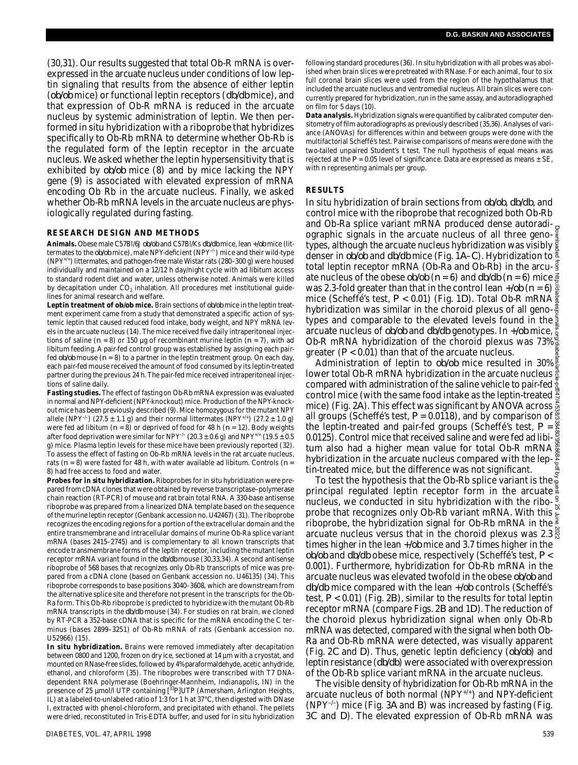(30,31). Our results suggested that total Ob-R mRNA is overexpressed in the arcuate nucleus under conditions of low leptin signaling that results from the absence of either leptin (*ob/ob* mice) or functional leptin receptors (*db/db* mice), and that expression of Ob-R mRNA is reduced in the arcuate nucleus by systemic administration of leptin. We then performed in situ hybridization with a riboprobe that hybridizes specifically to Ob-Rb mRNA to determine whether Ob-Rb is the regulated form of the leptin receptor in the arcuate nucleus. We asked whether the leptin hypersensitivity that is exhibited by *ob/ob* mice (8) and by mice lacking the NPY gene (9) is associated with elevated expression of mRNA encoding Ob Rb in the arcuate nucleus. Finally, we asked whether Ob-Rb mRNA levels in the arcuate nucleus are physiologically regulated during fasting.

## RESEARCH DESIGN AND METHODS

**Animals.** Obese male C57Bl/6J *ob/ob* and C57Bl/Ks *db/db* mice, lean +/*ob* mice (littermates to the *ob/ob* mice), male NPY-deficient ($NPY^{-/-}$) mice and their wild-type ($NPY^{+/+}$) littermates, and pathogen-free male Wistar rats (280–300 g) were housed individually and maintained on a 12/12 h day/night cycle with ad libitum access to standard rodent diet and water, unless otherwise noted. Animals were killed by decapitation under $CO_2$ inhalation. All procedures met institutional guidelines for animal research and welfare.

**Leptin treatment of *ob/ob* mice.** Brain sections of *ob/ob* mice in the leptin treatment experiment came from a study that demonstrated a specific action of systemic leptin that caused reduced food intake, body weight, and NPY mRNA levels in the arcuate nucleus (14). The mice received five daily intraperitoneal injections of saline (*n* = 8) or 150 µg of recombinant murine leptin (*n* = 7), with ad libitum feeding. A pair-fed control group was established by assigning each pair-fed *ob/ob* mouse (*n* = 8) to a partner in the leptin treatment group. On each day, each pair-fed mouse received the amount of food consumed by its leptin-treated partner during the previous 24 h. The pair-fed mice received intraperitoneal injections of saline daily.

**Fasting studies.** The effect of fasting on Ob-Rb mRNA expression was evaluated in normal and NPY-deficient (NPY-knockout) mice. Production of the NPY-knockout mice has been previously described (9). Mice homozygous for the mutant NPY allele ($NPY^{-/-}$) (27.5 ± 1.1 g) and their normal littermates ($NPY^{+/+}$) (27.2 ± 1.0 g) were fed ad libitum (*n* = 8) or deprived of food for 48 h (*n* = 12). Body weights after food deprivation were similar for $NPY^{-/-}$ (20.3 ± 0.6 g) and $NPY^{+/+}$ (19.5 ± 0.5 g) mice. Plasma leptin levels for these mice have been previously reported (32). To assess the effect of fasting on Ob-Rb mRNA levels in the rat arcuate nucleus, rats (*n* = 8) were fasted for 48 h, with water available ad libitum. Controls (*n* = 8) had free access to food and water.

**Probes for in situ hybridization.** Riboprobes for in situ hybridization were prepared from cDNA clones that were obtained by reverse transcriptase–polymerase chain reaction (RT-PCR) of mouse and rat brain total RNA. A 330-base antisense riboprobe was prepared from a linearized DNA template based on the sequence of the murine leptin receptor (Genbank accession no. U42467) (31). The riboprobe recognizes the encoding regions for a portion of the extracellular domain and the entire transmembrane and intracellular domains of murine Ob-Ra splice variant mRNA (bases 2415–2745) and is complementary to all known transcripts that encode transmembrane forms of the leptin receptor, including the mutant leptin receptor mRNA variant found in the *db/db* mouse (30,33,34). A second antisense riboprobe of 568 bases that recognizes only Ob-Rb transcripts of mice was prepared from a cDNA clone (based on Genbank accession no. U46135) (34). This riboprobe corresponds to base positions 3040–3608, which are downstream from the alternative splice site and therefore not present in the transcripts for the Ob-Ra form. This Ob-Rb riboprobe is predicted to hybridize with the mutant Ob-Rb mRNA transcripts in the *db/db* mouse (34). For studies on rat brain, we cloned by RT-PCR a 352-base cDNA that is specific for the mRNA encoding the C terminus (bases 2899–3251) of Ob-Rb mRNA of rats (Genbank accession no. U52966) (15).

**In situ hybridization.** Brains were removed immediately after decapitation between 0800 and 1200, frozen on dry ice, sectioned at 14 µm with a cryostat, and mounted on RNase-free slides, followed by 4% paraformaldehyde, acetic anhydride, ethanol, and chloroform (35). The riboprobes were transcribed with T7 DNA-dependent RNA polymerase (Boehringer-Mannheim, Indianapolis, IN) in the presence of 25 µmol/l UTP containing [$^{33}$P]UTP (Amersham, Arlington Heights, IL) at a labeled-to-unlabeled ratio of 1:3 for 1 h at 37°C, then digested with DNase I, extracted with phenol-chloroform, and precipitated with ethanol. The pellets were dried, reconstituted in Tris-EDTA buffer, and used for in situ hybridization following standard procedures (36). In situ hybridization with all probes was abolished when brain slices were pretreated with RNase. For each animal, four to six full coronal brain slices were used from the region of the hypothalamus that included the arcuate nucleus and ventromedial nucleus. All brain slices were concurrently prepared for hybridization, run in the same assay, and autoradiographed on film for 5 days (10).

**Data analysis.** Hybridization signals were quantified by calibrated computer densitometry of film autoradiographs as previously described (35,36). Analyses of variance (ANOVAs) for differences within and between groups were done with the multifactorial Scheffé's test. Pairwise comparisons of means were done with the two-tailed unpaired Student's *t* test. The null hypothesis of equal means was rejected at the *P* = 0.05 level of significance. Data are expressed as means ± SE, with *n* representing animals per group.

## RESULTS

In situ hybridization of brain sections from *ob/ob*, *db/db*, and control mice with the riboprobe that recognized both Ob-Rb and Ob-Ra splice variant mRNA produced dense autoradiographic signals in the arcuate nucleus of all three genotypes, although the arcuate nucleus hybridization was visibly denser in *ob/ob* and *db/db* mice (Fig. 1*A*–*C*). Hybridization to total leptin receptor mRNA (Ob-Ra and Ob-Rb) in the arcuate nucleus of the obese *ob/ob* (*n* = 6) and *db/db* (*n* = 6) mice was 2.3-fold greater than that in the control lean +/*ob* (*n* = 6) mice (Scheffé's test, *P* < 0.01) (Fig. 1*D*). Total Ob-R mRNA hybridization was similar in the choroid plexus of all genotypes and comparable to the elevated levels found in the arcuate nucleus of *ob/ob* and *db/db* genotypes. In +/*ob* mice, Ob-R mRNA hybridization of the choroid plexus was 73% greater (*P* < 0.01) than that of the arcuate nucleus.

Administration of leptin to *ob/ob* mice resulted in 30% lower total Ob-R mRNA hybridization in the arcuate nucleus compared with administration of the saline vehicle to pair-fed control mice (with the same food intake as the leptin-treated mice) (Fig. 2*A*). This effect was significant by ANOVA across all groups (Scheffé's test, *P* = 0.0118), and by comparison of the leptin-treated and pair-fed groups (Scheffé's test, *P* = 0.0125). Control mice that received saline and were fed ad libitum also had a higher mean value for total Ob-R mRNA hybridization in the arcuate nucleus compared with the leptin-treated mice, but the difference was not significant.

To test the hypothesis that the Ob-Rb splice variant is the principal regulated leptin receptor form in the arcuate nucleus, we conducted in situ hybridization with the riboprobe that recognizes only Ob-Rb variant mRNA. With this riboprobe, the hybridization signal for Ob-Rb mRNA in the arcuate nucleus versus that in the choroid plexus was 2.3 times higher in the lean +/*ob* mice and 3.7 times higher in the *ob/ob* and *db/db* obese mice, respectively (Scheffé's test, *P* < 0.001). Furthermore, hybridization for Ob-Rb mRNA in the arcuate nucleus was elevated twofold in the obese *ob/ob* and *db/db* mice compared with the lean +/*ob* controls (Scheffé's test, *P* < 0.01) (Fig. 2*B*), similar to the results for total leptin receptor mRNA (compare Figs. 2*B* and 1*D*). The reduction of the choroid plexus hybridization signal when only Ob-Rb mRNA was detected, compared with the signal when both Ob-Ra and Ob-Rb mRNA were detected, was visually apparent (Fig. 2*C* and *D*). Thus, genetic leptin deficiency (*ob/ob*) and leptin resistance (*db/db*) were associated with overexpression of the Ob-Rb splice variant mRNA in the arcuate nucleus.

The visible density of hybridization for Ob-Rb mRNA in the arcuate nucleus of both normal ($NPY^{+/+}$) and NPY-deficient ($NPY^{-/-}$) mice (Fig. 3*A* and *B*) was increased by fasting (Fig. 3*C* and *D*). The elevated expression of Ob-Rb mRNA was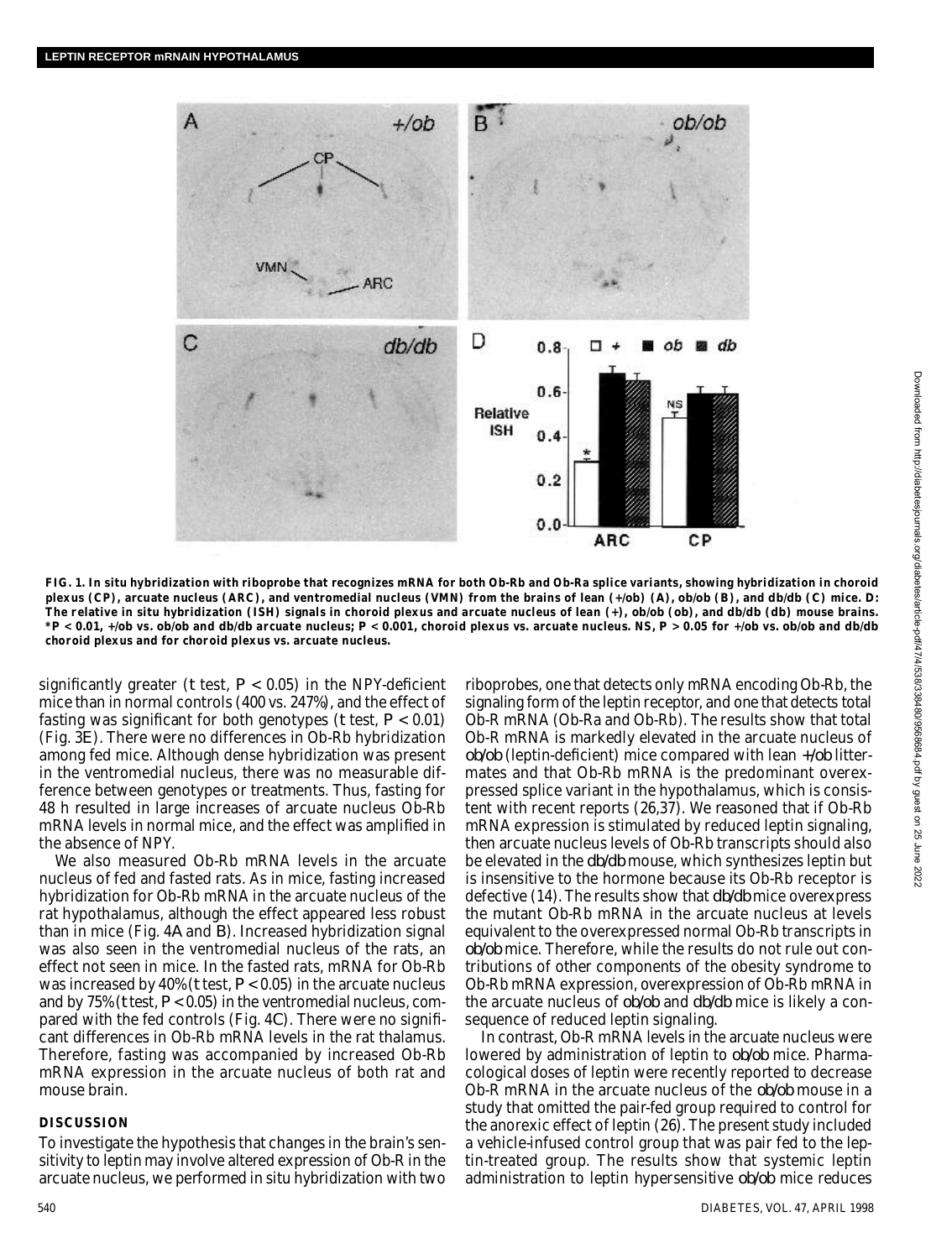FIG. 1. In situ hybridization with riboprobe that recognizes mRNA for both Ob-Rb and Ob-Ra splice variants, showing hybridization in choroid plexus (CP), arcuate nucleus (ARC), and ventromedial nucleus (VMN) from the brains of lean (+/ob) (A), ob/ob (B), and db/db (C) mice. D: The relative in situ hybridization (ISH) signals in choroid plexus and arcuate nucleus of lean (+), ob/ob (ob), and db/db (db) mouse brains. *$P < 0.01$, +/ob vs. ob/ob and db/db arcuate nucleus; $P < 0.001$, choroid plexus vs. arcuate nucleus. NS, $P > 0.05$ for +/ob vs. ob/ob and db/db choroid plexus and for choroid plexus vs. arcuate nucleus.

significantly greater (*t* test, $P < 0.05$) in the NPY-deficient mice than in normal controls (400 vs. 247%), and the effect of fasting was significant for both genotypes (*t* test, $P < 0.01$) (Fig. 3*E*). There were no differences in Ob-Rb hybridization among fed mice. Although dense hybridization was present in the ventromedial nucleus, there was no measurable difference between genotypes or treatments. Thus, fasting for 48 h resulted in large increases of arcuate nucleus Ob-Rb mRNA levels in normal mice, and the effect was amplified in the absence of NPY.

We also measured Ob-Rb mRNA levels in the arcuate nucleus of fed and fasted rats. As in mice, fasting increased hybridization for Ob-Rb mRNA in the arcuate nucleus of the rat hypothalamus, although the effect appeared less robust than in mice (Fig. 4*A* and *B*). Increased hybridization signal was also seen in the ventromedial nucleus of the rats, an effect not seen in mice. In the fasted rats, mRNA for Ob-Rb was increased by 40% (*t* test, $P < 0.05$) in the arcuate nucleus and by 75% (*t* test, $P < 0.05$) in the ventromedial nucleus, compared with the fed controls (Fig. 4*C*). There were no significant differences in Ob-Rb mRNA levels in the rat thalamus. Therefore, fasting was accompanied by increased Ob-Rb mRNA expression in the arcuate nucleus of both rat and mouse brain.

## DISCUSSION

To investigate the hypothesis that changes in the brain's sensitivity to leptin may involve altered expression of Ob-R in the arcuate nucleus, we performed in situ hybridization with two riboprobes, one that detects only mRNA encoding Ob-Rb, the signaling form of the leptin receptor, and one that detects total Ob-R mRNA (Ob-Ra and Ob-Rb). The results show that total Ob-R mRNA is markedly elevated in the arcuate nucleus of *ob/ob* (leptin-deficient) mice compared with lean +/*ob* littermates and that Ob-Rb mRNA is the predominant overexpressed splice variant in the hypothalamus, which is consistent with recent reports (26,37). We reasoned that if Ob-Rb mRNA expression is stimulated by reduced leptin signaling, then arcuate nucleus levels of Ob-Rb transcripts should also be elevated in the *db/db* mouse, which synthesizes leptin but is insensitive to the hormone because its Ob-Rb receptor is defective (14). The results show that *db/db* mice overexpress the mutant Ob-Rb mRNA in the arcuate nucleus at levels equivalent to the overexpressed normal Ob-Rb transcripts in *ob/ob* mice. Therefore, while the results do not rule out contributions of other components of the obesity syndrome to Ob-Rb mRNA expression, overexpression of Ob-Rb mRNA in the arcuate nucleus of *ob/ob* and *db/db* mice is likely a consequence of reduced leptin signaling.

In contrast, Ob-R mRNA levels in the arcuate nucleus were lowered by administration of leptin to *ob/ob* mice. Pharmacological doses of leptin were recently reported to decrease Ob-R mRNA in the arcuate nucleus of the *ob/ob* mouse in a study that omitted the pair-fed group required to control for the anorexic effect of leptin (26). The present study included a vehicle-infused control group that was pair fed to the leptin-treated group. The results show that systemic leptin administration to leptin hypersensitive *ob/ob* mice reduces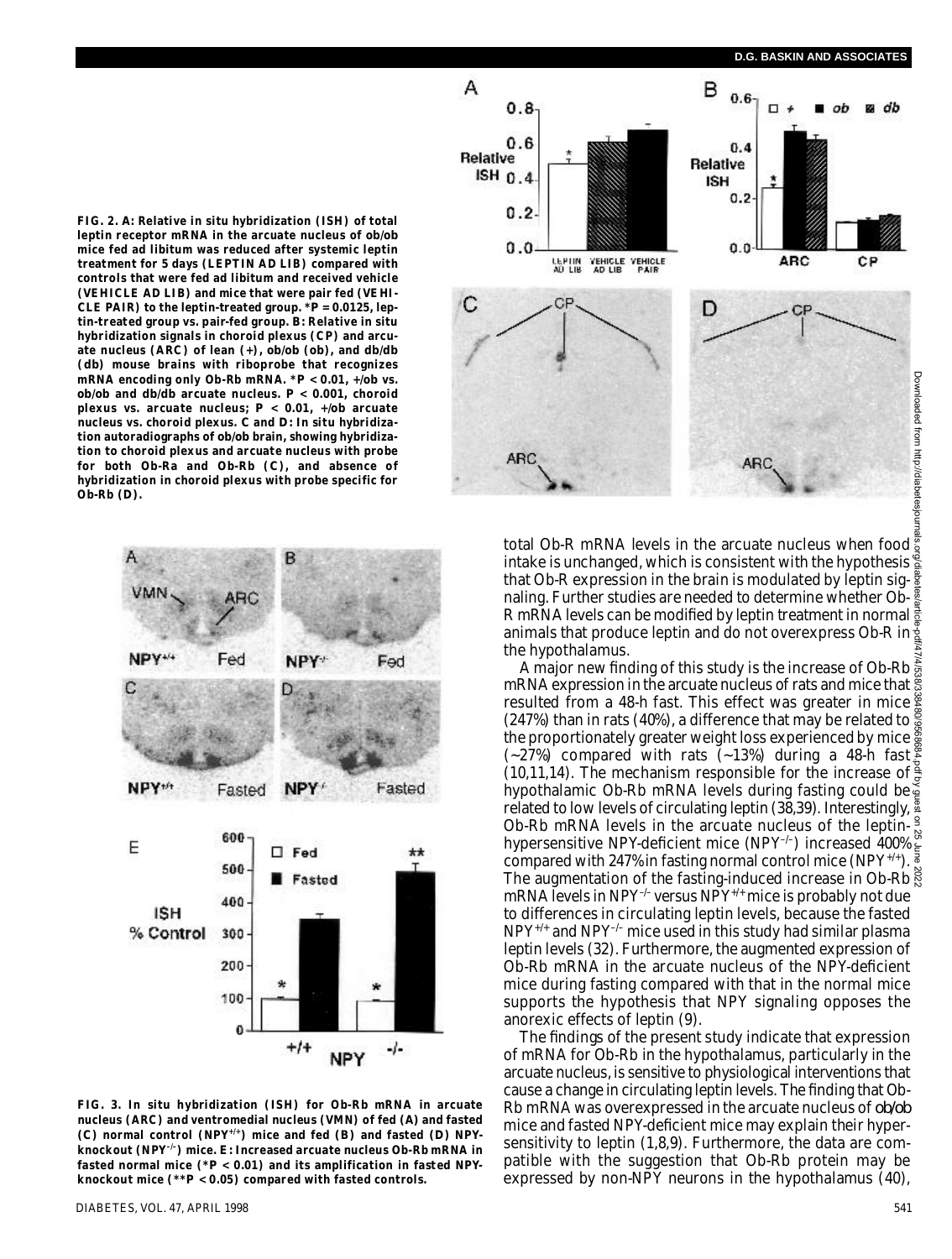**FIG. 2. A: Relative in situ hybridization (ISH) of total leptin receptor mRNA in the arcuate nucleus of ob/ob mice fed ad libitum was reduced after systemic leptin treatment for 5 days (LEPTIN AD LIB) compared with controls that were fed ad libitum and received vehicle (VEHICLE AD LIB) and mice that were pair fed (VEHICLE PAIR) to the leptin-treated group. *P = 0.0125, leptin-treated group vs. pair-fed group. B: Relative in situ hybridization signals in choroid plexus (CP) and arcuate nucleus (ARC) of lean (+), ob/ob (ob), and db/db (db) mouse brains with riboprobe that recognizes mRNA encoding only Ob-Rb mRNA. *P < 0.01, +/ob vs. ob/ob and db/db arcuate nucleus. P < 0.001, choroid plexus vs. arcuate nucleus; P < 0.01, +/ob arcuate nucleus vs. choroid plexus. C and D: In situ hybridization autoradiographs of ob/ob brain, showing hybridization to choroid plexus and arcuate nucleus with probe for both Ob-Ra and Ob-Rb (C), and absence of hybridization in choroid plexus with probe specific for Ob-Rb (D).**

**FIG. 3. In situ hybridization (ISH) for Ob-Rb mRNA in arcuate nucleus (ARC) and ventromedial nucleus (VMN) of fed (A) and fasted (C) normal control (NPY$^{+/+}$) mice and fed (B) and fasted (D) NPY-knockout (NPY$^{-/-}$) mice. E: Increased arcuate nucleus Ob-Rb mRNA in fasted normal mice (*P < 0.01) and its amplification in fasted NPY-knockout mice (**P < 0.05) compared with fasted controls.**

total Ob-R mRNA levels in the arcuate nucleus when food intake is unchanged, which is consistent with the hypothesis that Ob-R expression in the brain is modulated by leptin signaling. Further studies are needed to determine whether Ob-R mRNA levels can be modified by leptin treatment in normal animals that produce leptin and do not overexpress Ob-R in the hypothalamus.

A major new finding of this study is the increase of Ob-Rb mRNA expression in the arcuate nucleus of rats and mice that resulted from a 48-h fast. This effect was greater in mice (247%) than in rats (40%), a difference that may be related to the proportionately greater weight loss experienced by mice (~27%) compared with rats (~13%) during a 48-h fast (10,11,14). The mechanism responsible for the increase of hypothalamic Ob-Rb mRNA levels during fasting could be related to low levels of circulating leptin (38,39). Interestingly, Ob-Rb mRNA levels in the arcuate nucleus of the leptin-hypersensitive NPY-deficient mice (NPY$^{-/-}$) increased 400% compared with 247% in fasting normal control mice (NPY$^{+/+}$). The augmentation of the fasting-induced increase in Ob-Rb mRNA levels in NPY$^{-/-}$ versus NPY$^{+/+}$ mice is probably not due to differences in circulating leptin levels, because the fasted NPY$^{+/+}$ and NPY$^{-/-}$ mice used in this study had similar plasma leptin levels (32). Furthermore, the augmented expression of Ob-Rb mRNA in the arcuate nucleus of the NPY-deficient mice during fasting compared with that in the normal mice supports the hypothesis that NPY signaling opposes the anorexic effects of leptin (9).

The findings of the present study indicate that expression of mRNA for Ob-Rb in the hypothalamus, particularly in the arcuate nucleus, is sensitive to physiological interventions that cause a change in circulating leptin levels. The finding that Ob-Rb mRNA was overexpressed in the arcuate nucleus of *ob/ob* mice and fasted NPY-deficient mice may explain their hypersensitivity to leptin (1,8,9). Furthermore, the data are compatible with the suggestion that Ob-Rb protein may be expressed by non-NPY neurons in the hypothalamus (40),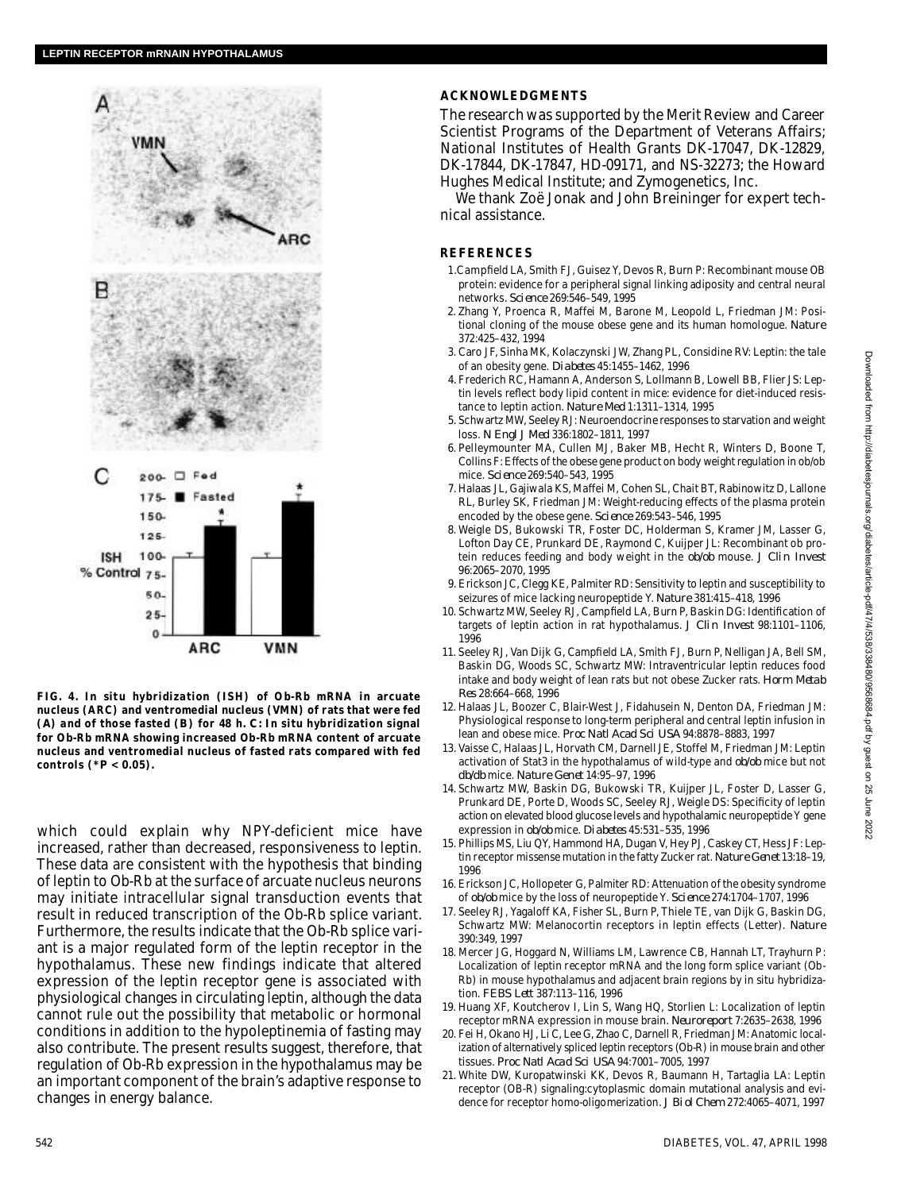FIG. 4. In situ hybridization (ISH) of Ob-Rb mRNA in arcuate nucleus (ARC) and ventromedial nucleus (VMN) of rats that were fed (A) and of those fasted (B) for 48 h. C: In situ hybridization signal for Ob-Rb mRNA showing increased Ob-Rb mRNA content of arcuate nucleus and ventromedial nucleus of fasted rats compared with fed controls (\*$P < 0.05$).

which could explain why NPY-deficient mice have increased, rather than decreased, responsiveness to leptin. These data are consistent with the hypothesis that binding of leptin to Ob-Rb at the surface of arcuate nucleus neurons may initiate intracellular signal transduction events that result in reduced transcription of the Ob-Rb splice variant. Furthermore, the results indicate that the Ob-Rb splice variant is a major regulated form of the leptin receptor in the hypothalamus. These new findings indicate that altered expression of the leptin receptor gene is associated with physiological changes in circulating leptin, although the data cannot rule out the possibility that metabolic or hormonal conditions in addition to the hypoleptinemia of fasting may also contribute. The present results suggest, therefore, that regulation of Ob-Rb expression in the hypothalamus may be an important component of the brain's adaptive response to changes in energy balance.

## ACKNOWLEDGMENTS

The research was supported by the Merit Review and Career Scientist Programs of the Department of Veterans Affairs; National Institutes of Health Grants DK-17047, DK-12829, DK-17844, DK-17847, HD-09171, and NS-32273; the Howard Hughes Medical Institute; and Zymogenetics, Inc.

We thank Zoë Jonak and John Breininger for expert technical assistance.

## REFERENCES

1. Campfield LA, Smith FJ, Guisez Y, Devos R, Burn P: Recombinant mouse OB protein: evidence for a peripheral signal linking adiposity and central neural networks. *Science* 269:546–549, 1995
2. Zhang Y, Proenca R, Maffei M, Barone M, Leopold L, Friedman JM: Positional cloning of the mouse obese gene and its human homologue. *Nature* 372:425–432, 1994
3. Caro JF, Sinha MK, Kolaczynski JW, Zhang PL, Considine RV: Leptin: the tale of an obesity gene. *Diabetes* 45:1455–1462, 1996
4. Frederich RC, Hamann A, Anderson S, Lollmann B, Lowell BB, Flier JS: Leptin levels reflect body lipid content in mice: evidence for diet-induced resistance to leptin action. *Nature Med* 1:1311–1314, 1995
5. Schwartz MW, Seeley RJ: Neuroendocrine responses to starvation and weight loss. *N Engl J Med* 336:1802–1811, 1997
6. Pelleymounter MA, Cullen MJ, Baker MB, Hecht R, Winters D, Boone T, Collins F: Effects of the obese gene product on body weight regulation in ob/ob mice. *Science* 269:540–543, 1995
7. Halaas JL, Gajiwala KS, Maffei M, Cohen SL, Chait BT, Rabinowitz D, Lallone RL, Burley SK, Friedman JM: Weight-reducing effects of the plasma protein encoded by the obese gene. *Science* 269:543–546, 1995
8. Weigle DS, Bukowski TR, Foster DC, Holderman S, Kramer JM, Lasser G, Lofton Day CE, Prunkard DE, Raymond C, Kuijper JL: Recombinant ob protein reduces feeding and body weight in the *ob/ob* mouse. *J Clin Invest* 96:2065–2070, 1995
9. Erickson JC, Clegg KE, Palmiter RD: Sensitivity to leptin and susceptibility to seizures of mice lacking neuropeptide Y. *Nature* 381:415–418, 1996
10. Schwartz MW, Seeley RJ, Campfield LA, Burn P, Baskin DG: Identification of targets of leptin action in rat hypothalamus. *J Clin Invest* 98:1101–1106, 1996
11. Seeley RJ, Van Dijk G, Campfield LA, Smith FJ, Burn P, Nelligan JA, Bell SM, Baskin DG, Woods SC, Schwartz MW: Intraventricular leptin reduces food intake and body weight of lean rats but not obese Zucker rats. *Horm Metab Res* 28:664–668, 1996
12. Halaas JL, Boozer C, Blair-West J, Fidahusein N, Denton DA, Friedman JM: Physiological response to long-term peripheral and central leptin infusion in lean and obese mice. *Proc Natl Acad Sci USA* 94:8878–8883, 1997
13. Vaisse C, Halaas JL, Horvath CM, Darnell JE, Stoffel M, Friedman JM: Leptin activation of Stat3 in the hypothalamus of wild-type and *ob/ob* mice but not *db/db* mice. *Nature Genet* 14:95–97, 1996
14. Schwartz MW, Baskin DG, Bukowski TR, Kuijper JL, Foster D, Lasser G, Prunkard DE, Porte D, Woods SC, Seeley RJ, Weigle DS: Specificity of leptin action on elevated blood glucose levels and hypothalamic neuropeptide Y gene expression in *ob/ob* mice. *Diabetes* 45:531–535, 1996
15. Phillips MS, Liu QY, Hammond HA, Dugan V, Hey PJ, Caskey CT, Hess JF: Leptin receptor missense mutation in the fatty Zucker rat. *Nature Genet* 13:18–19, 1996
16. Erickson JC, Hollopeter G, Palmiter RD: Attenuation of the obesity syndrome of *ob/ob* mice by the loss of neuropeptide Y. *Science* 274:1704–1707, 1996
17. Seeley RJ, Yagaloff KA, Fisher SL, Burn P, Thiele TE, van Dijk G, Baskin DG, Schwartz MW: Melanocortin receptors in leptin effects (Letter). *Nature* 390:349, 1997
18. Mercer JG, Hoggard N, Williams LM, Lawrence CB, Hannah LT, Trayhurn P: Localization of leptin receptor mRNA and the long form splice variant (Ob-Rb) in mouse hypothalamus and adjacent brain regions by in situ hybridization. *FEBS Lett* 387:113–116, 1996
19. Huang XF, Koutcherov I, Lin S, Wang HQ, Storlien L: Localization of leptin receptor mRNA expression in mouse brain. *Neuroreport* 7:2635–2638, 1996
20. Fei H, Okano HJ, Li C, Lee G, Zhao C, Darnell R, Friedman JM: Anatomic localization of alternatively spliced leptin receptors (Ob-R) in mouse brain and other tissues. *Proc Natl Acad Sci USA* 94:7001–7005, 1997
21. White DW, Kuropatwinski KK, Devos R, Baumann H, Tartaglia LA: Leptin receptor (OB-R) signaling:cytoplasmic domain mutational analysis and evidence for receptor homo-oligomerization. *J Biol Chem* 272:4065–4071, 1997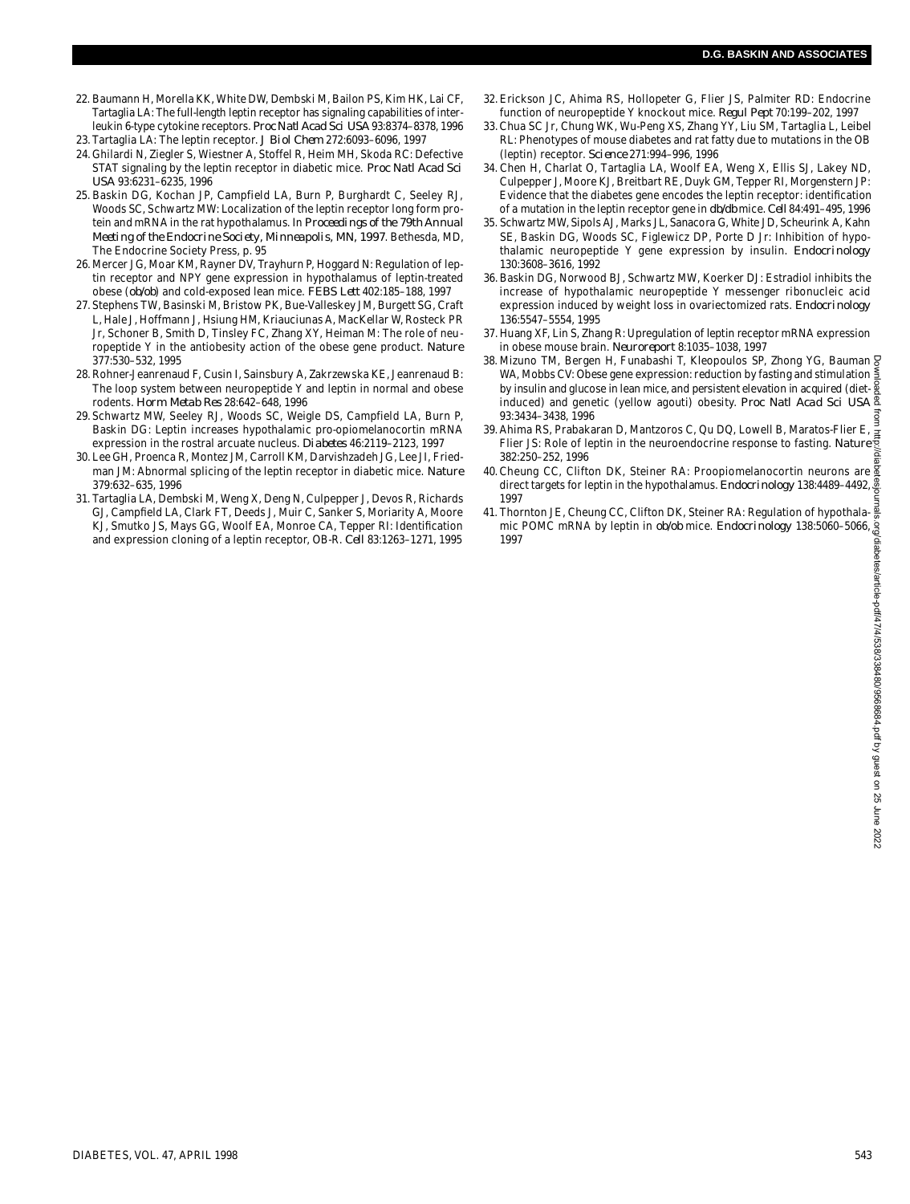22. Baumann H, Morella KK, White DW, Dembski M, Bailon PS, Kim HK, Lai CF, Tartaglia LA: The full-length leptin receptor has signaling capabilities of interleukin 6-type cytokine receptors. *Proc Natl Acad Sci USA* 93:8374–8378, 1996
23. Tartaglia LA: The leptin receptor. *J Biol Chem* 272:6093–6096, 1997
24. Ghilardi N, Ziegler S, Wiestner A, Stoffel R, Heim MH, Skoda RC: Defective STAT signaling by the leptin receptor in diabetic mice. *Proc Natl Acad Sci USA* 93:6231–6235, 1996
25. Baskin DG, Kochan JP, Campfield LA, Burn P, Burghardt C, Seeley RJ, Woods SC, Schwartz MW: Localization of the leptin receptor long form protein and mRNA in the rat hypothalamus. In *Proceedings of the 79th Annual Meeting of the Endocrine Society, Minneapolis, MN, 1997*. Bethesda, MD, The Endocrine Society Press, p. 95
26. Mercer JG, Moar KM, Rayner DV, Trayhurn P, Hoggard N: Regulation of leptin receptor and NPY gene expression in hypothalamus of leptin-treated obese (*ob/ob*) and cold-exposed lean mice. *FEBS Lett* 402:185–188, 1997
27. Stephens TW, Basinski M, Bristow PK, Bue-Valleskey JM, Burgett SG, Craft L, Hale J, Hoffmann J, Hsiung HM, Kriauciunas A, MacKellar W, Rosteck PR Jr, Schoner B, Smith D, Tinsley FC, Zhang XY, Heiman M: The role of neuropeptide Y in the antiobesity action of the obese gene product. *Nature* 377:530–532, 1995
28. Rohner-Jeanrenaud F, Cusin I, Sainsbury A, Zakrzewska KE, Jeanrenaud B: The loop system between neuropeptide Y and leptin in normal and obese rodents. *Horm Metab Res* 28:642–648, 1996
29. Schwartz MW, Seeley RJ, Woods SC, Weigle DS, Campfield LA, Burn P, Baskin DG: Leptin increases hypothalamic pro-opiomelanocortin mRNA expression in the rostral arcuate nucleus. *Diabetes* 46:2119–2123, 1997
30. Lee GH, Proenca R, Montez JM, Carroll KM, Darvishzadeh JG, Lee JI, Friedman JM: Abnormal splicing of the leptin receptor in diabetic mice. *Nature* 379:632–635, 1996
31. Tartaglia LA, Dembski M, Weng X, Deng N, Culpepper J, Devos R, Richards GJ, Campfield LA, Clark FT, Deeds J, Muir C, Sanker S, Moriarty A, Moore KJ, Smutko JS, Mays GG, Woolf EA, Monroe CA, Tepper RI: Identification and expression cloning of a leptin receptor, OB-R. *Cell* 83:1263–1271, 1995
32. Erickson JC, Ahima RS, Hollopeter G, Flier JS, Palmiter RD: Endocrine function of neuropeptide Y knockout mice. *Regul Pept* 70:199–202, 1997
33. Chua SC Jr, Chung WK, Wu-Peng XS, Zhang YY, Liu SM, Tartaglia L, Leibel RL: Phenotypes of mouse diabetes and rat fatty due to mutations in the OB (leptin) receptor. *Science* 271:994–996, 1996
34. Chen H, Charlat O, Tartaglia LA, Woolf EA, Weng X, Ellis SJ, Lakey ND, Culpepper J, Moore KJ, Breitbart RE, Duyk GM, Tepper RI, Morgenstern JP: Evidence that the diabetes gene encodes the leptin receptor: identification of a mutation in the leptin receptor gene in *db/db* mice. *Cell* 84:491–495, 1996
35. Schwartz MW, Sipols AJ, Marks JL, Sanacora G, White JD, Scheurink A, Kahn SE, Baskin DG, Woods SC, Figlewicz DP, Porte D Jr: Inhibition of hypothalamic neuropeptide Y gene expression by insulin. *Endocrinology* 130:3608–3616, 1992
36. Baskin DG, Norwood BJ, Schwartz MW, Koerker DJ: Estradiol inhibits the increase of hypothalamic neuropeptide Y messenger ribonucleic acid expression induced by weight loss in ovariectomized rats. *Endocrinology* 136:5547–5554, 1995
37. Huang XF, Lin S, Zhang R: Upregulation of leptin receptor mRNA expression in obese mouse brain. *Neuroreport* 8:1035–1038, 1997
38. Mizuno TM, Bergen H, Funabashi T, Kleopoulos SP, Zhong YG, Bauman WA, Mobbs CV: Obese gene expression: reduction by fasting and stimulation by insulin and glucose in lean mice, and persistent elevation in acquired (diet-induced) and genetic (yellow agouti) obesity. *Proc Natl Acad Sci USA* 93:3434–3438, 1996
39. Ahima RS, Prabakaran D, Mantzoros C, Qu DQ, Lowell B, Maratos-Flier E, Flier JS: Role of leptin in the neuroendocrine response to fasting. *Nature* 382:250–252, 1996
40. Cheung CC, Clifton DK, Steiner RA: Proopiomelanocortin neurons are direct targets for leptin in the hypothalamus. *Endocrinology* 138:4489–4492, 1997
41. Thornton JE, Cheung CC, Clifton DK, Steiner RA: Regulation of hypothalamic POMC mRNA by leptin in *ob/ob* mice. *Endocrinology* 138:5060–5066, 1997